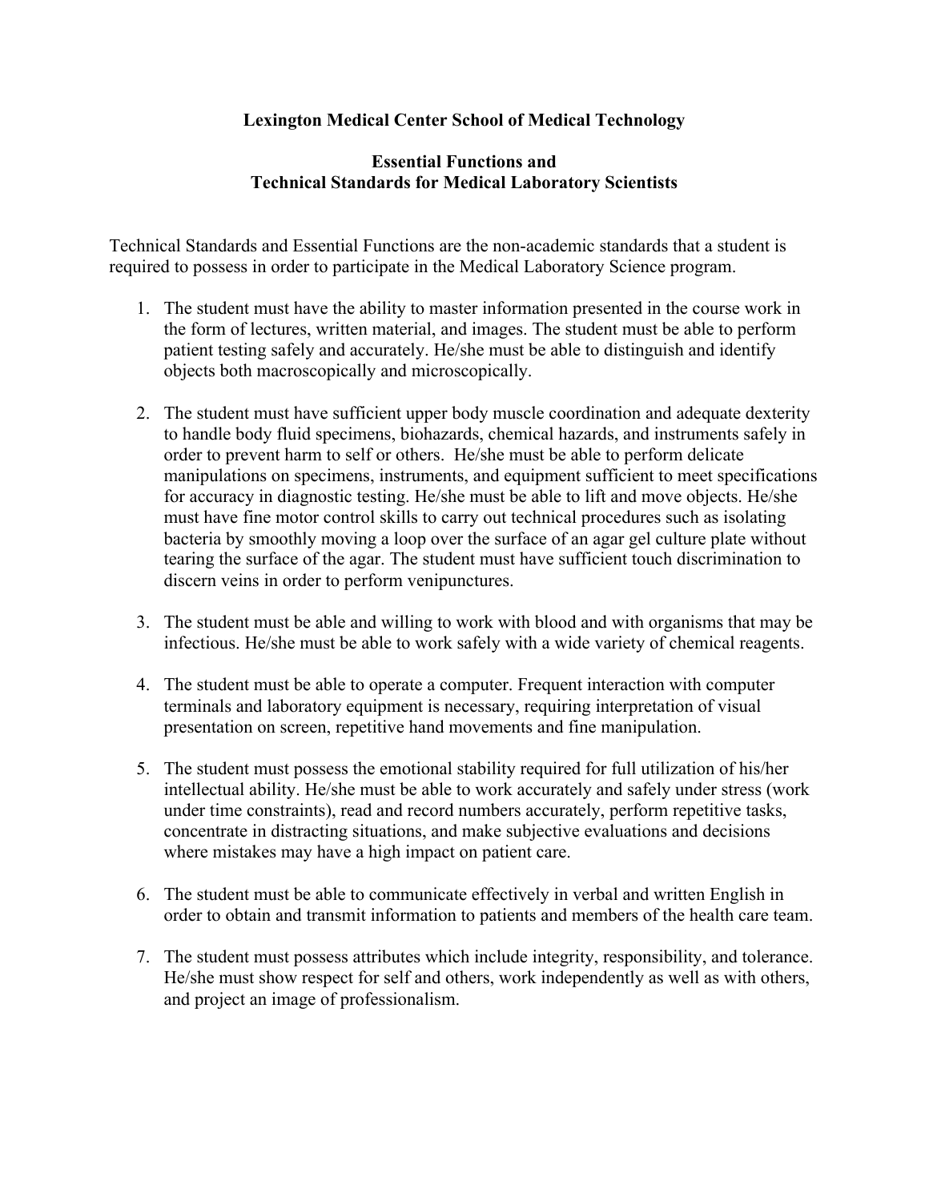# Lexington Medical Center School of Medical Technology

## Essential Functions and Technical Standards for Medical Laboratory Scientists

Technical Standards and Essential Functions are the non-academic standards that a student is required to possess in order to participate in the Medical Laboratory Science program.

1. The student must have the ability to master information presented in the course work in the form of lectures, written material, and images. The student must be able to perform patient testing safely and accurately. He/she must be able to distinguish and identify objects both macroscopically and microscopically.

2. The student must have sufficient upper body muscle coordination and adequate dexterity to handle body fluid specimens, biohazards, chemical hazards, and instruments safely in order to prevent harm to self or others. He/she must be able to perform delicate manipulations on specimens, instruments, and equipment sufficient to meet specifications for accuracy in diagnostic testing. He/she must be able to lift and move objects. He/she must have fine motor control skills to carry out technical procedures such as isolating bacteria by smoothly moving a loop over the surface of an agar gel culture plate without tearing the surface of the agar. The student must have sufficient touch discrimination to discern veins in order to perform venipunctures.

3. The student must be able and willing to work with blood and with organisms that may be infectious. He/she must be able to work safely with a wide variety of chemical reagents.

4. The student must be able to operate a computer. Frequent interaction with computer terminals and laboratory equipment is necessary, requiring interpretation of visual presentation on screen, repetitive hand movements and fine manipulation.

5. The student must possess the emotional stability required for full utilization of his/her intellectual ability. He/she must be able to work accurately and safely under stress (work under time constraints), read and record numbers accurately, perform repetitive tasks, concentrate in distracting situations, and make subjective evaluations and decisions where mistakes may have a high impact on patient care.

6. The student must be able to communicate effectively in verbal and written English in order to obtain and transmit information to patients and members of the health care team.

7. The student must possess attributes which include integrity, responsibility, and tolerance. He/she must show respect for self and others, work independently as well as with others, and project an image of professionalism.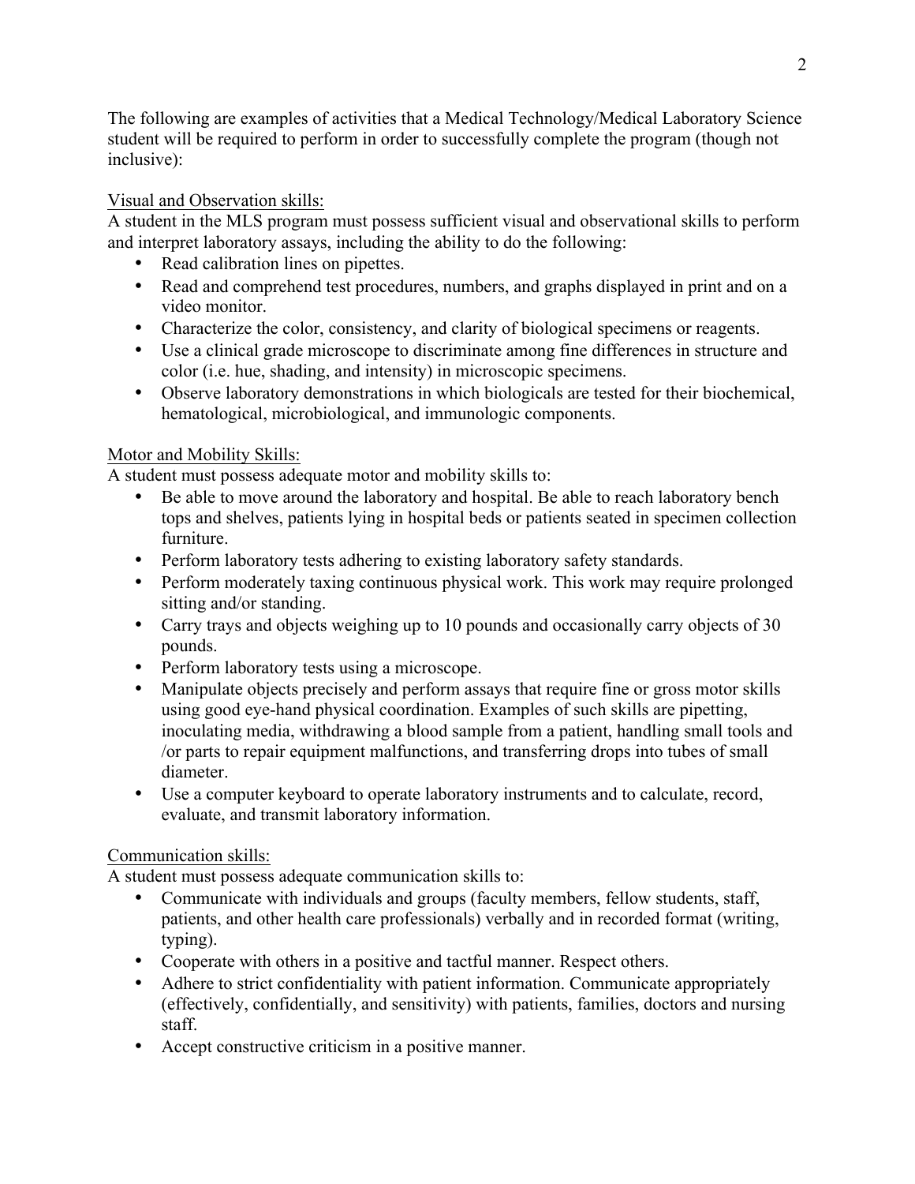The following are examples of activities that a Medical Technology/Medical Laboratory Science student will be required to perform in order to successfully complete the program (though not inclusive):

<u>Visual and Observation skills:</u>

A student in the MLS program must possess sufficient visual and observational skills to perform and interpret laboratory assays, including the ability to do the following:

- Read calibration lines on pipettes.
- Read and comprehend test procedures, numbers, and graphs displayed in print and on a video monitor.
- Characterize the color, consistency, and clarity of biological specimens or reagents.
- Use a clinical grade microscope to discriminate among fine differences in structure and color (i.e. hue, shading, and intensity) in microscopic specimens.
- Observe laboratory demonstrations in which biologicals are tested for their biochemical, hematological, microbiological, and immunologic components.

<u>Motor and Mobility Skills:</u>

A student must possess adequate motor and mobility skills to:

- Be able to move around the laboratory and hospital. Be able to reach laboratory bench tops and shelves, patients lying in hospital beds or patients seated in specimen collection furniture.
- Perform laboratory tests adhering to existing laboratory safety standards.
- Perform moderately taxing continuous physical work. This work may require prolonged sitting and/or standing.
- Carry trays and objects weighing up to 10 pounds and occasionally carry objects of 30 pounds.
- Perform laboratory tests using a microscope.
- Manipulate objects precisely and perform assays that require fine or gross motor skills using good eye-hand physical coordination. Examples of such skills are pipetting, inoculating media, withdrawing a blood sample from a patient, handling small tools and /or parts to repair equipment malfunctions, and transferring drops into tubes of small diameter.
- Use a computer keyboard to operate laboratory instruments and to calculate, record, evaluate, and transmit laboratory information.

<u>Communication skills:</u>

A student must possess adequate communication skills to:

- Communicate with individuals and groups (faculty members, fellow students, staff, patients, and other health care professionals) verbally and in recorded format (writing, typing).
- Cooperate with others in a positive and tactful manner. Respect others.
- Adhere to strict confidentiality with patient information. Communicate appropriately (effectively, confidentially, and sensitivity) with patients, families, doctors and nursing staff.
- Accept constructive criticism in a positive manner.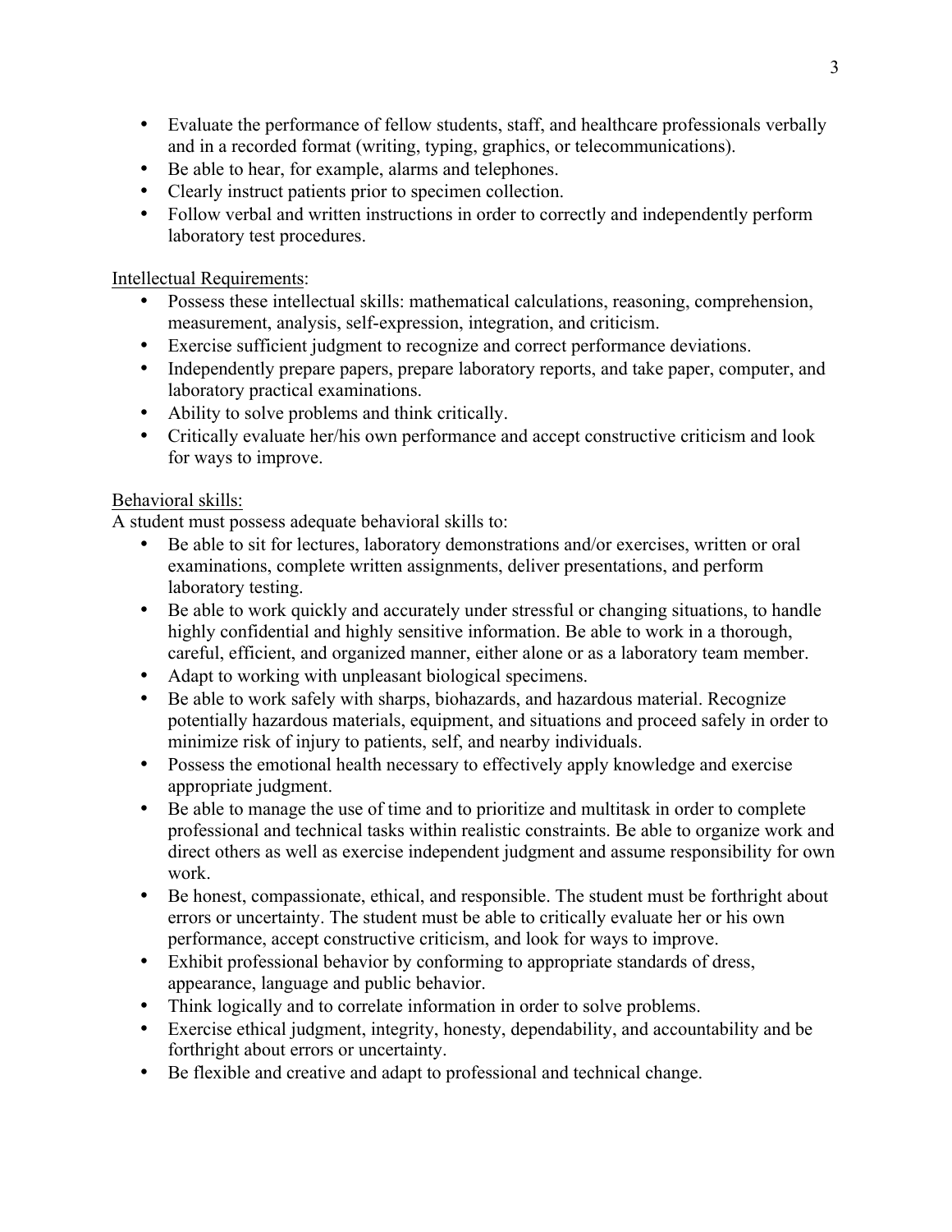- Evaluate the performance of fellow students, staff, and healthcare professionals verbally and in a recorded format (writing, typing, graphics, or telecommunications).
- Be able to hear, for example, alarms and telephones.
- Clearly instruct patients prior to specimen collection.
- Follow verbal and written instructions in order to correctly and independently perform laboratory test procedures.

Intellectual Requirements:

- Possess these intellectual skills: mathematical calculations, reasoning, comprehension, measurement, analysis, self-expression, integration, and criticism.
- Exercise sufficient judgment to recognize and correct performance deviations.
- Independently prepare papers, prepare laboratory reports, and take paper, computer, and laboratory practical examinations.
- Ability to solve problems and think critically.
- Critically evaluate her/his own performance and accept constructive criticism and look for ways to improve.

Behavioral skills:

A student must possess adequate behavioral skills to:

- Be able to sit for lectures, laboratory demonstrations and/or exercises, written or oral examinations, complete written assignments, deliver presentations, and perform laboratory testing.
- Be able to work quickly and accurately under stressful or changing situations, to handle highly confidential and highly sensitive information. Be able to work in a thorough, careful, efficient, and organized manner, either alone or as a laboratory team member.
- Adapt to working with unpleasant biological specimens.
- Be able to work safely with sharps, biohazards, and hazardous material. Recognize potentially hazardous materials, equipment, and situations and proceed safely in order to minimize risk of injury to patients, self, and nearby individuals.
- Possess the emotional health necessary to effectively apply knowledge and exercise appropriate judgment.
- Be able to manage the use of time and to prioritize and multitask in order to complete professional and technical tasks within realistic constraints. Be able to organize work and direct others as well as exercise independent judgment and assume responsibility for own work.
- Be honest, compassionate, ethical, and responsible. The student must be forthright about errors or uncertainty. The student must be able to critically evaluate her or his own performance, accept constructive criticism, and look for ways to improve.
- Exhibit professional behavior by conforming to appropriate standards of dress, appearance, language and public behavior.
- Think logically and to correlate information in order to solve problems.
- Exercise ethical judgment, integrity, honesty, dependability, and accountability and be forthright about errors or uncertainty.
- Be flexible and creative and adapt to professional and technical change.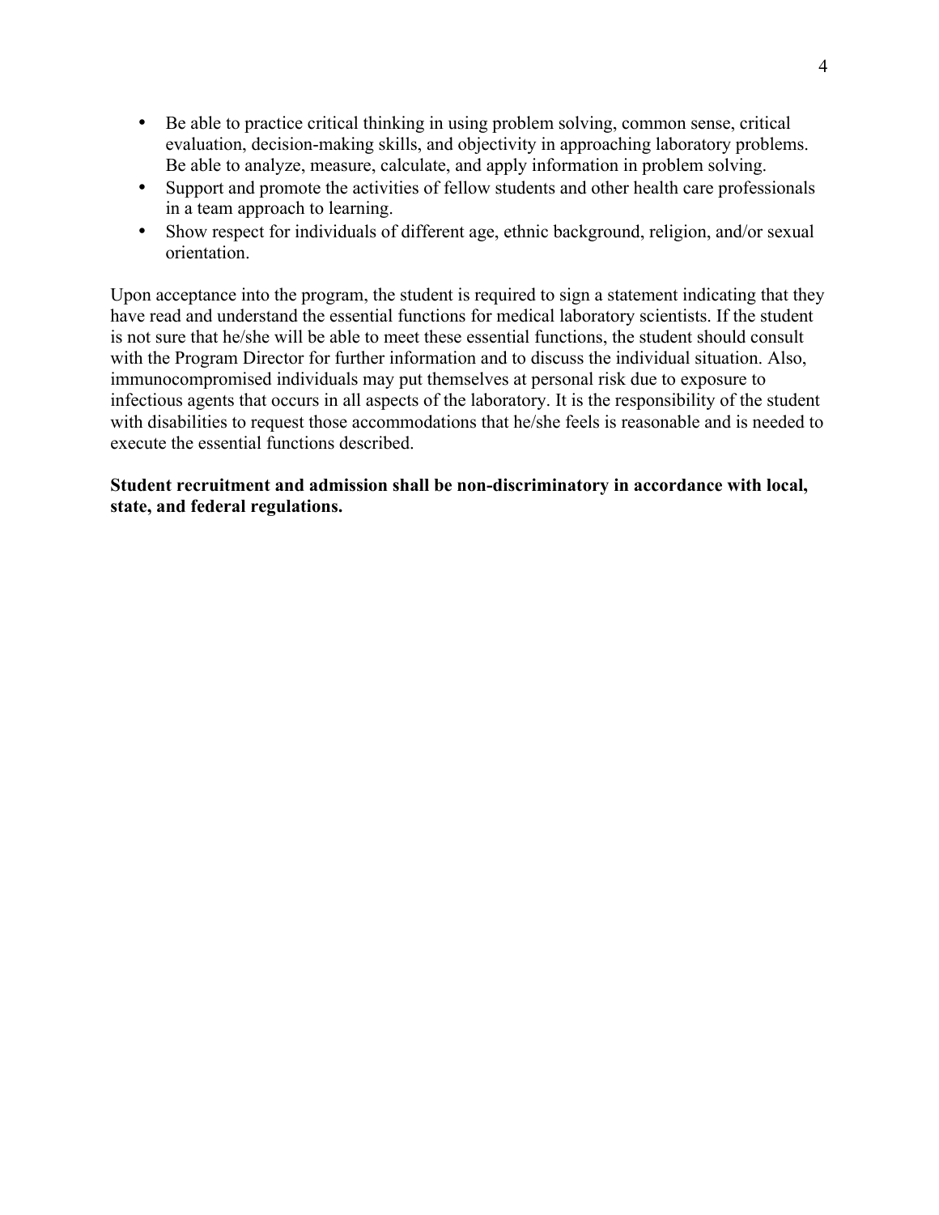- Be able to practice critical thinking in using problem solving, common sense, critical evaluation, decision-making skills, and objectivity in approaching laboratory problems. Be able to analyze, measure, calculate, and apply information in problem solving.
- Support and promote the activities of fellow students and other health care professionals in a team approach to learning.
- Show respect for individuals of different age, ethnic background, religion, and/or sexual orientation.

Upon acceptance into the program, the student is required to sign a statement indicating that they have read and understand the essential functions for medical laboratory scientists. If the student is not sure that he/she will be able to meet these essential functions, the student should consult with the Program Director for further information and to discuss the individual situation. Also, immunocompromised individuals may put themselves at personal risk due to exposure to infectious agents that occurs in all aspects of the laboratory. It is the responsibility of the student with disabilities to request those accommodations that he/she feels is reasonable and is needed to execute the essential functions described.

**Student recruitment and admission shall be non-discriminatory in accordance with local, state, and federal regulations.**